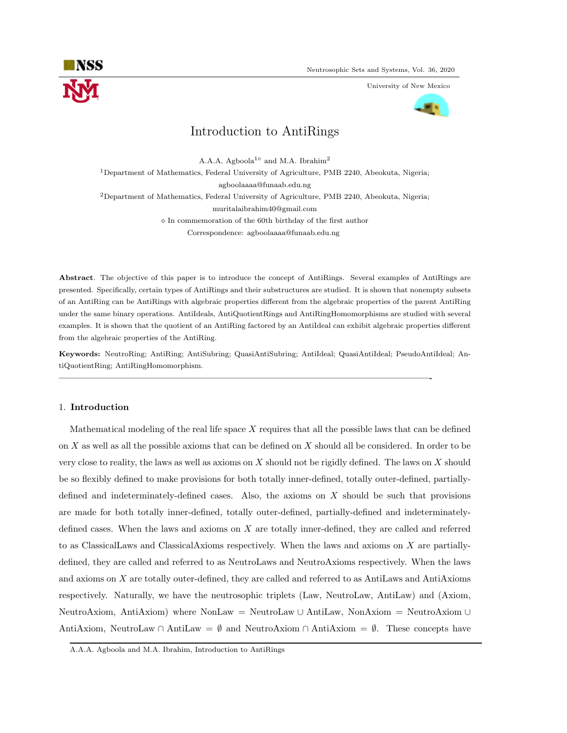# Introduction to AntiRings

A.A.A. Agboola[1⋄] and M.A. Ibrahim[2]

[1]Department of Mathematics, Federal University of Agriculture, PMB 2240, Abeokuta, Nigeria; agboolaaaa@funaab.edu.ng

[2]Department of Mathematics, Federal University of Agriculture, PMB 2240, Abeokuta, Nigeria; muritalaibrahim40@gmail.com

⋄ In commemoration of the 60th birthday of the first author

Correspondence: agboolaaaa@funaab.edu.ng

**Abstract**. The objective of this paper is to introduce the concept of AntiRings. Several examples of AntiRings are presented. Specifically, certain types of AntiRings and their substructures are studied. It is shown that nonempty subsets of an AntiRing can be AntiRings with algebraic properties different from the algebraic properties of the parent AntiRing under the same binary operations. AntiIdeals, AntiQuotientRings and AntiRingHomomorphisms are studied with several examples. It is shown that the quotient of an AntiRing factored by an AntiIdeal can exhibit algebraic properties different from the algebraic properties of the AntiRing.

**Keywords:** NeutroRing; AntiRing; AntiSubring; QuasiAntiSubring; AntiIdeal; QuasiAntiIdeal; PseudoAntiIdeal; AntiQuotientRing; AntiRingHomomorphism.

---

## 1. Introduction

Mathematical modeling of the real life space $X$ requires that all the possible laws that can be defined on $X$ as well as all the possible axioms that can be defined on $X$ should all be considered. In order to be very close to reality, the laws as well as axioms on $X$ should not be rigidly defined. The laws on $X$ should be so flexibly defined to make provisions for both totally inner-defined, totally outer-defined, partially-defined and indeterminately-defined cases. Also, the axioms on $X$ should be such that provisions are made for both totally inner-defined, totally outer-defined, partially-defined and indeterminately-defined cases. When the laws and axioms on $X$ are totally inner-defined, they are called and referred to as ClassicalLaws and ClassicalAxioms respectively. When the laws and axioms on $X$ are partially-defined, they are called and referred to as NeutroLaws and NeutroAxioms respectively. When the laws and axioms on $X$ are totally outer-defined, they are called and referred to as AntiLaws and AntiAxioms respectively. Naturally, we have the neutrosophic triplets (Law, NeutroLaw, AntiLaw) and (Axiom, NeutroAxiom, AntiAxiom) where NonLaw = NeutroLaw $\cup$ AntiLaw, NonAxiom = NeutroAxiom $\cup$ AntiAxiom, NeutroLaw $\cap$ AntiLaw = $\emptyset$ and NeutroAxiom $\cap$ AntiAxiom = $\emptyset$. These concepts have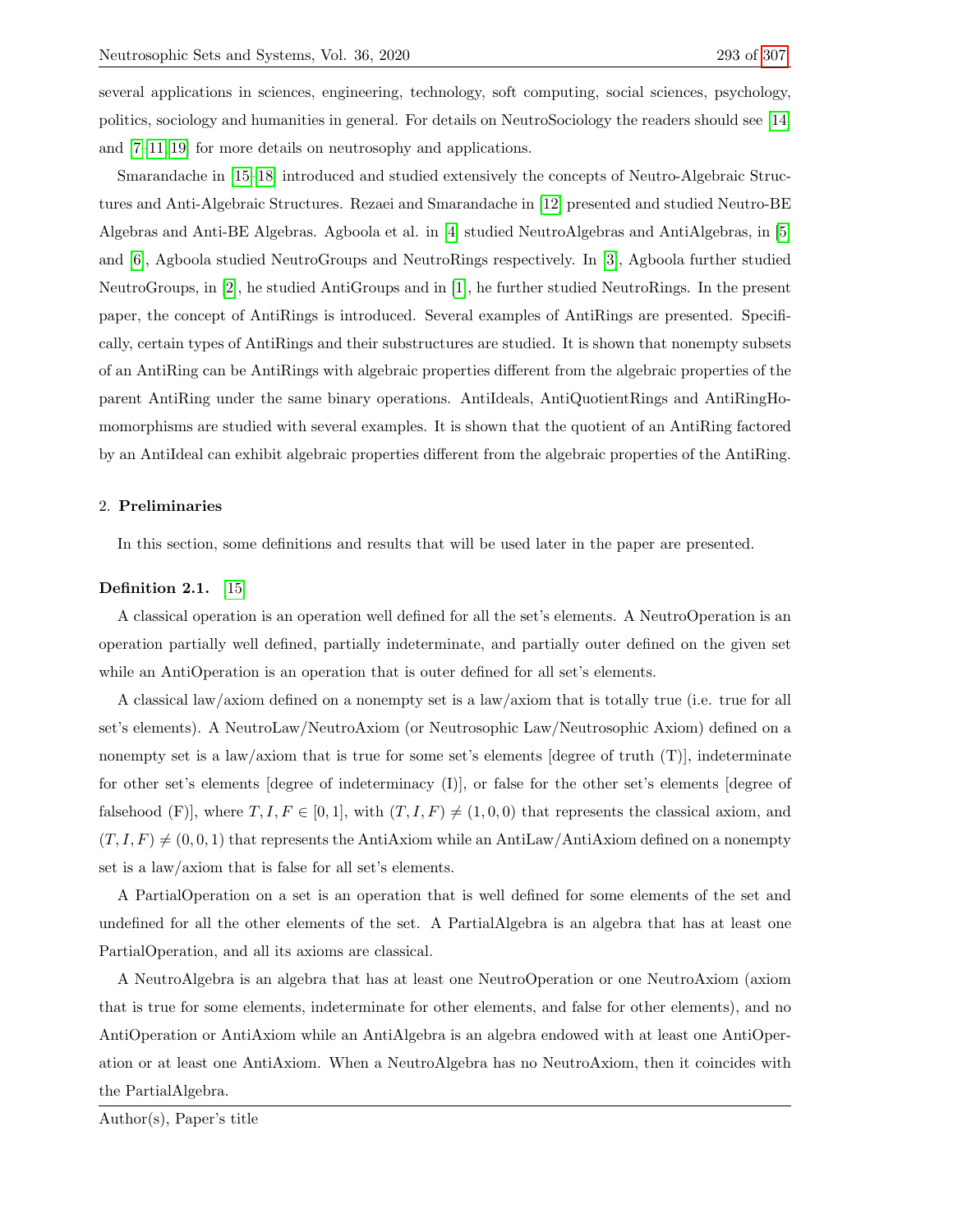several applications in sciences, engineering, technology, soft computing, social sciences, psychology, politics, sociology and humanities in general. For details on NeutroSociology the readers should see [14] and [7–11, 19] for more details on neutrosophy and applications.

Smarandache in [15–18] introduced and studied extensively the concepts of Neutro-Algebraic Structures and Anti-Algebraic Structures. Rezaei and Smarandache in [12] presented and studied Neutro-BE Algebras and Anti-BE Algebras. Agboola et al. in [4] studied NeutroAlgebras and AntiAlgebras, in [5] and [6], Agboola studied NeutroGroups and NeutroRings respectively. In [3], Agboola further studied NeutroGroups, in [2], he studied AntiGroups and in [1], he further studied NeutroRings. In the present paper, the concept of AntiRings is introduced. Several examples of AntiRings are presented. Specifically, certain types of AntiRings and their substructures are studied. It is shown that nonempty subsets of an AntiRing can be AntiRings with algebraic properties different from the algebraic properties of the parent AntiRing under the same binary operations. AntiIdeals, AntiQuotientRings and AntiRingHomomorphisms are studied with several examples. It is shown that the quotient of an AntiRing factored by an AntiIdeal can exhibit algebraic properties different from the algebraic properties of the AntiRing.

## 2. Preliminaries

In this section, some definitions and results that will be used later in the paper are presented.

**Definition 2.1.** [15]

A classical operation is an operation well defined for all the set's elements. A NeutroOperation is an operation partially well defined, partially indeterminate, and partially outer defined on the given set while an AntiOperation is an operation that is outer defined for all set's elements.

A classical law/axiom defined on a nonempty set is a law/axiom that is totally true (i.e. true for all set's elements). A NeutroLaw/NeutroAxiom (or Neutrosophic Law/Neutrosophic Axiom) defined on a nonempty set is a law/axiom that is true for some set's elements [degree of truth (T)], indeterminate for other set's elements [degree of indeterminacy (I)], or false for the other set's elements [degree of falsehood (F)], where $T, I, F \in [0, 1]$, with $(T, I, F) \neq (1, 0, 0)$ that represents the classical axiom, and $(T, I, F) \neq (0, 0, 1)$ that represents the AntiAxiom while an AntiLaw/AntiAxiom defined on a nonempty set is a law/axiom that is false for all set's elements.

A PartialOperation on a set is an operation that is well defined for some elements of the set and undefined for all the other elements of the set. A PartialAlgebra is an algebra that has at least one PartialOperation, and all its axioms are classical.

A NeutroAlgebra is an algebra that has at least one NeutroOperation or one NeutroAxiom (axiom that is true for some elements, indeterminate for other elements, and false for other elements), and no AntiOperation or AntiAxiom while an AntiAlgebra is an algebra endowed with at least one AntiOperation or at least one AntiAxiom. When a NeutroAlgebra has no NeutroAxiom, then it coincides with the PartialAlgebra.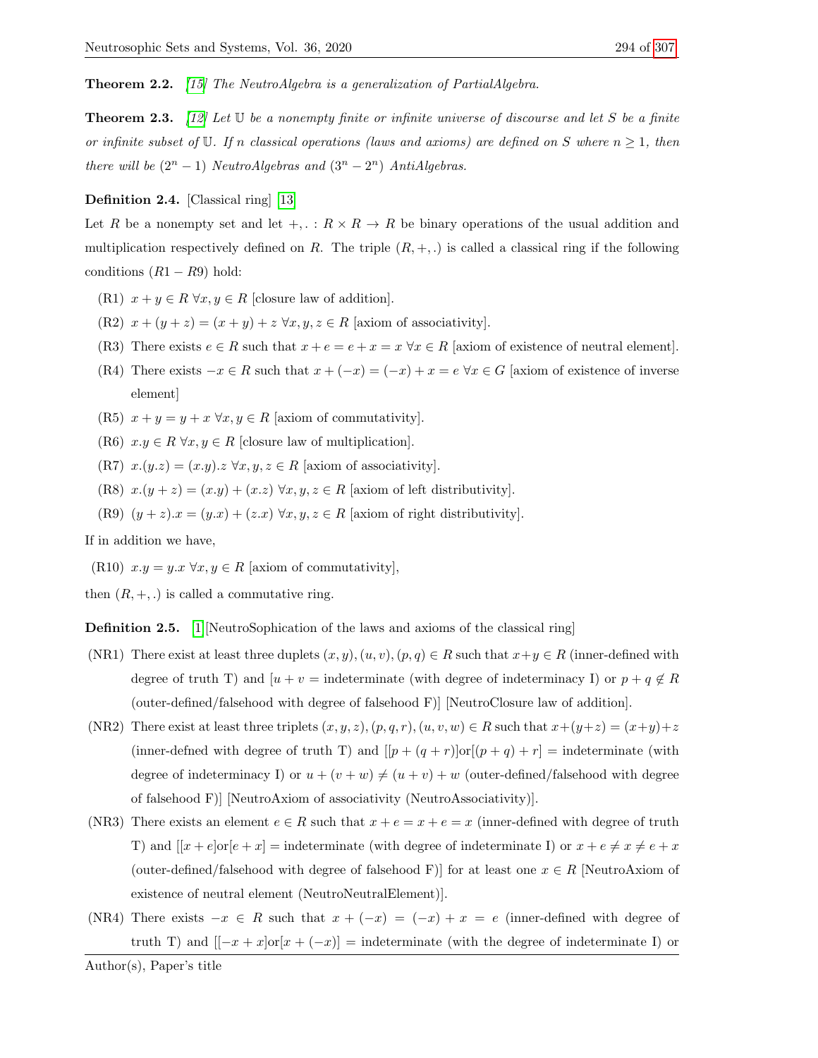**Theorem 2.2.** *[15] The NeutroAlgebra is a generalization of PartialAlgebra.*

**Theorem 2.3.** *[12] Let $\mathbb{U}$ be a nonempty finite or infinite universe of discourse and let $S$ be a finite or infinite subset of $\mathbb{U}$. If $n$ classical operations (laws and axioms) are defined on $S$ where $n \geq 1$, then there will be $(2^n - 1)$ NeutroAlgebras and $(3^n - 2^n)$ AntiAlgebras.*

**Definition 2.4.** [Classical ring] [13]

Let $R$ be a nonempty set and let $+, . : R \times R \to R$ be binary operations of the usual addition and multiplication respectively defined on $R$. The triple $(R, +, .)$ is called a classical ring if the following conditions $(R1 - R9)$ hold:

- (R1) $x + y \in R \ \forall x, y \in R$ [closure law of addition].
- (R2) $x + (y + z) = (x + y) + z \ \forall x, y, z \in R$ [axiom of associativity].
- (R3) There exists $e \in R$ such that $x + e = e + x = x \ \forall x \in R$ [axiom of existence of neutral element].
- (R4) There exists $-x \in R$ such that $x + (-x) = (-x) + x = e \ \forall x \in G$ [axiom of existence of inverse element]
- (R5) $x + y = y + x \ \forall x, y \in R$ [axiom of commutativity].
- (R6) $x.y \in R \ \forall x, y \in R$ [closure law of multiplication].
- (R7) $x.(y.z) = (x.y).z \ \forall x, y, z \in R$ [axiom of associativity].
- (R8) $x.(y + z) = (x.y) + (x.z) \ \forall x, y, z \in R$ [axiom of left distributivity].
- (R9) $(y + z).x = (y.x) + (z.x) \ \forall x, y, z \in R$ [axiom of right distributivity].

If in addition we have,

- (R10) $x.y = y.x \ \forall x, y \in R$ [axiom of commutativity],

then $(R, +, .)$ is called a commutative ring.

**Definition 2.5.** [1][NeutroSophication of the laws and axioms of the classical ring]

- (NR1) There exist at least three duplets $(x, y), (u, v), (p, q) \in R$ such that $x + y \in R$ (inner-defined with degree of truth T) and [$u + v$ = indeterminate (with degree of indeterminacy I) or $p + q \notin R$ (outer-defined/falsehood with degree of falsehood F)] [NeutroClosure law of addition].
- (NR2) There exist at least three triplets $(x, y, z), (p, q, r), (u, v, w) \in R$ such that $x + (y + z) = (x + y) + z$ (inner-defned with degree of truth T) and [[$p + (q + r)$]or[$(p + q) + r$] = indeterminate (with degree of indeterminacy I) or $u + (v + w) \neq (u + v) + w$ (outer-defined/falsehood with degree of falsehood F)] [NeutroAxiom of associativity (NeutroAssociativity)].
- (NR3) There exists an element $e \in R$ such that $x + e = x + e = x$ (inner-defined with degree of truth T) and [[$x + e$]or[$e + x$] = indeterminate (with degree of indeterminate I) or $x + e \neq x \neq e + x$ (outer-defined/falsehood with degree of falsehood F)] for at least one $x \in R$ [NeutroAxiom of existence of neutral element (NeutroNeutralElement)].
- (NR4) There exists $-x \in R$ such that $x + (-x) = (-x) + x = e$ (inner-defined with degree of truth T) and [[$-x + x$]or[$x + (-x)$] = indeterminate (with the degree of indeterminate I) or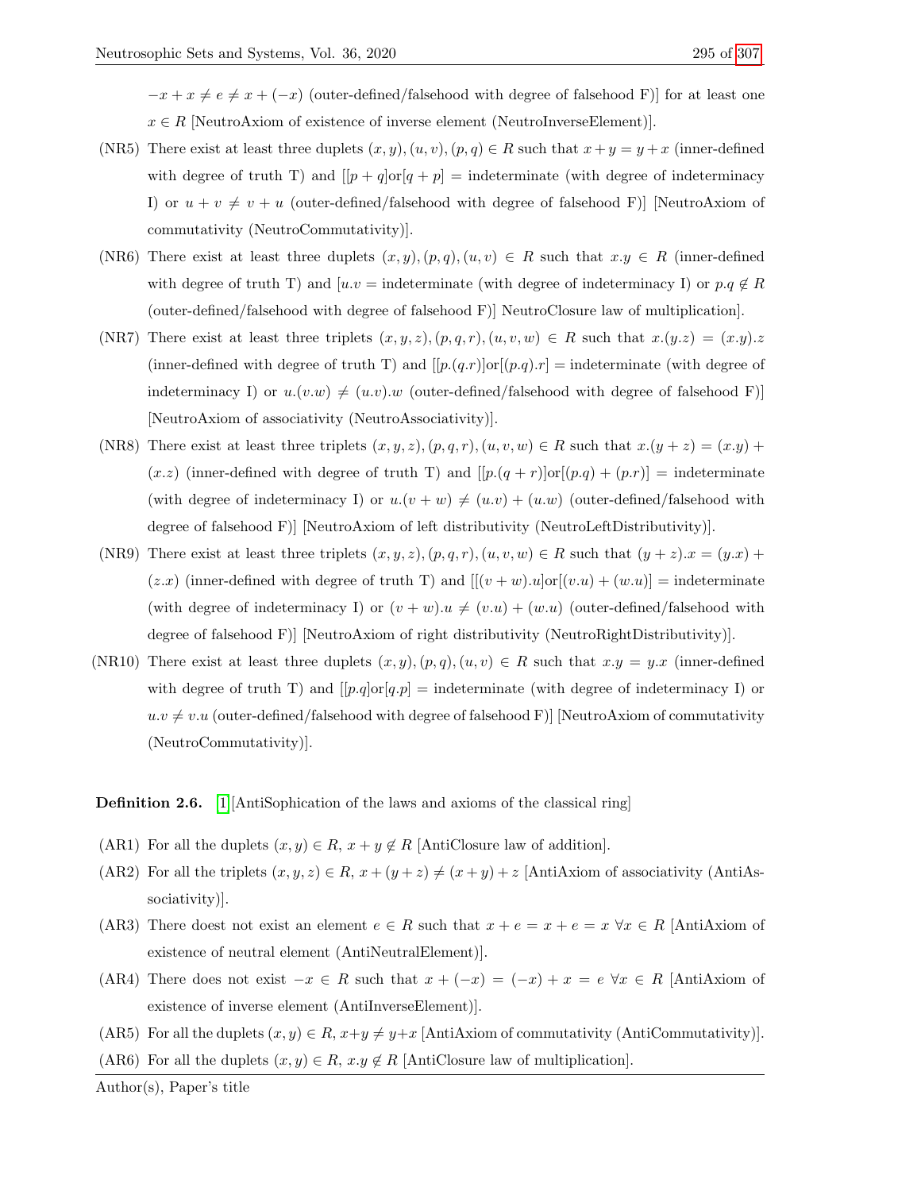$-x + x \neq e \neq x + (-x)$ (outer-defined/falsehood with degree of falsehood F)] for at least one $x \in R$ [NeutroAxiom of existence of inverse element (NeutroInverseElement)].

(NR5) There exist at least three duplets $(x, y), (u, v), (p, q) \in R$ such that $x + y = y + x$ (inner-defined with degree of truth T) and $[[p + q]\text{or}[q + p] =$ indeterminate (with degree of indeterminacy I) or $u + v \neq v + u$ (outer-defined/falsehood with degree of falsehood F)] [NeutroAxiom of commutativity (NeutroCommutativity)].

(NR6) There exist at least three duplets $(x, y), (p, q), (u, v) \in R$ such that $x.y \in R$ (inner-defined with degree of truth T) and $[u.v =$ indeterminate (with degree of indeterminacy I) or $p.q \notin R$ (outer-defined/falsehood with degree of falsehood F)] NeutroClosure law of multiplication].

(NR7) There exist at least three triplets $(x, y, z), (p, q, r), (u, v, w) \in R$ such that $x.(y.z) = (x.y).z$ (inner-defined with degree of truth T) and $[[p.(q.r)]\text{or}[(p.q).r] =$ indeterminate (with degree of indeterminacy I) or $u.(v.w) \neq (u.v).w$ (outer-defined/falsehood with degree of falsehood F)] [NeutroAxiom of associativity (NeutroAssociativity)].

(NR8) There exist at least three triplets $(x, y, z), (p, q, r), (u, v, w) \in R$ such that $x.(y + z) = (x.y) + (x.z)$ (inner-defined with degree of truth T) and $[[p.(q + r)]\text{or}[(p.q) + (p.r)] =$ indeterminate (with degree of indeterminacy I) or $u.(v + w) \neq (u.v) + (u.w)$ (outer-defined/falsehood with degree of falsehood F)] [NeutroAxiom of left distributivity (NeutroLeftDistributivity)].

(NR9) There exist at least three triplets $(x, y, z), (p, q, r), (u, v, w) \in R$ such that $(y + z).x = (y.x) + (z.x)$ (inner-defined with degree of truth T) and $[[(v + w).u]\text{or}[(v.u) + (w.u)] =$ indeterminate (with degree of indeterminacy I) or $(v + w).u \neq (v.u) + (w.u)$ (outer-defined/falsehood with degree of falsehood F)] [NeutroAxiom of right distributivity (NeutroRightDistributivity)].

(NR10) There exist at least three duplets $(x, y), (p, q), (u, v) \in R$ such that $x.y = y.x$ (inner-defined with degree of truth T) and $[[p.q]\text{or}[q.p] =$ indeterminate (with degree of indeterminacy I) or $u.v \neq v.u$ (outer-defined/falsehood with degree of falsehood F)] [NeutroAxiom of commutativity (NeutroCommutativity)].

**Definition 2.6.** [1][AntiSophication of the laws and axioms of the classical ring]

(AR1) For all the duplets $(x, y) \in R$, $x + y \notin R$ [AntiClosure law of addition].

(AR2) For all the triplets $(x, y, z) \in R$, $x + (y + z) \neq (x + y) + z$ [AntiAxiom of associativity (AntiAssociativity)].

(AR3) There doest not exist an element $e \in R$ such that $x + e = x + e = x \ \forall x \in R$ [AntiAxiom of existence of neutral element (AntiNeutralElement)].

(AR4) There does not exist $-x \in R$ such that $x + (-x) = (-x) + x = e \ \forall x \in R$ [AntiAxiom of existence of inverse element (AntiInverseElement)].

(AR5) For all the duplets $(x, y) \in R$, $x+y \neq y+x$ [AntiAxiom of commutativity (AntiCommutativity)].

(AR6) For all the duplets $(x, y) \in R$, $x.y \notin R$ [AntiClosure law of multiplication].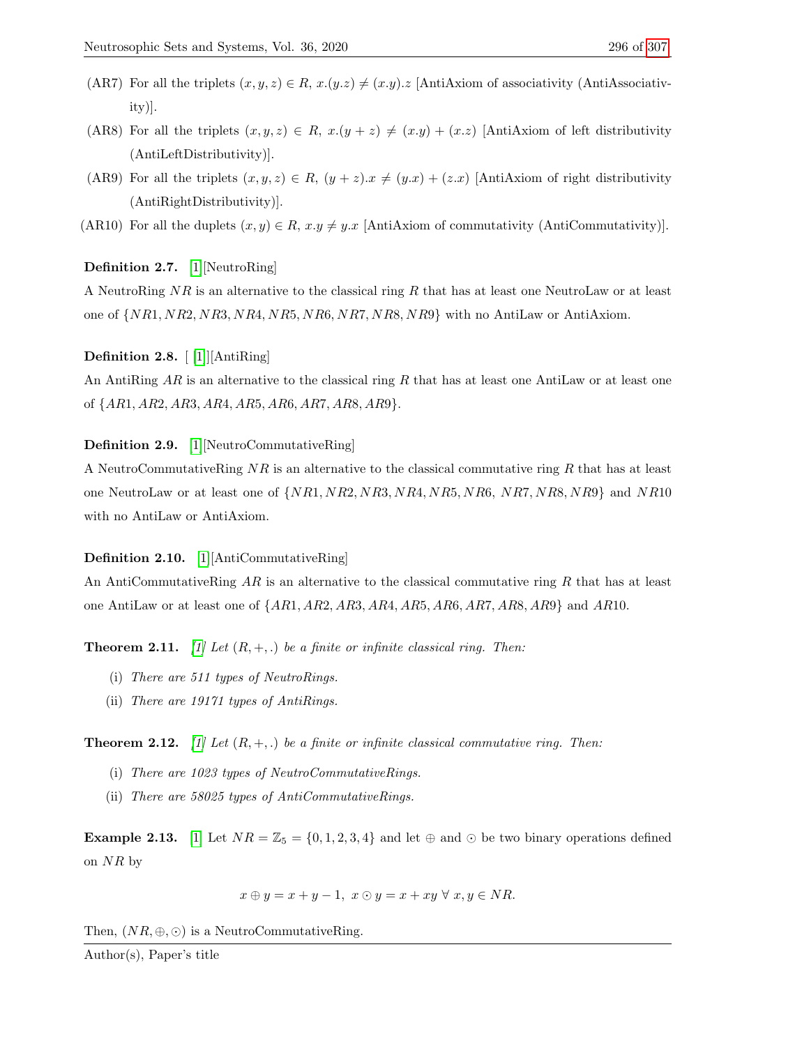(AR7) For all the triplets $(x, y, z) \in R$, $x.(y.z) \neq (x.y).z$ [AntiAxiom of associativity (AntiAssociativity)].

(AR8) For all the triplets $(x, y, z) \in R$, $x.(y + z) \neq (x.y) + (x.z)$ [AntiAxiom of left distributivity (AntiLeftDistributivity)].

(AR9) For all the triplets $(x, y, z) \in R$, $(y + z).x \neq (y.x) + (z.x)$ [AntiAxiom of right distributivity (AntiRightDistributivity)].

(AR10) For all the duplets $(x, y) \in R$, $x.y \neq y.x$ [AntiAxiom of commutativity (AntiCommutativity)].

**Definition 2.7.** [1][NeutroRing]

A NeutroRing $NR$ is an alternative to the classical ring $R$ that has at least one NeutroLaw or at least one of $\{NR1, NR2, NR3, NR4, NR5, NR6, NR7, NR8, NR9\}$ with no AntiLaw or AntiAxiom.

**Definition 2.8.** [ [1]][AntiRing]

An AntiRing $AR$ is an alternative to the classical ring $R$ that has at least one AntiLaw or at least one of $\{AR1, AR2, AR3, AR4, AR5, AR6, AR7, AR8, AR9\}$.

**Definition 2.9.** [1][NeutroCommutativeRing]

A NeutroCommutativeRing $NR$ is an alternative to the classical commutative ring $R$ that has at least one NeutroLaw or at least one of $\{NR1, NR2, NR3, NR4, NR5, NR6, NR7, NR8, NR9\}$ and $NR10$ with no AntiLaw or AntiAxiom.

**Definition 2.10.** [1][AntiCommutativeRing]

An AntiCommutativeRing $AR$ is an alternative to the classical commutative ring $R$ that has at least one AntiLaw or at least one of $\{AR1, AR2, AR3, AR4, AR5, AR6, AR7, AR8, AR9\}$ and $AR10$.

**Theorem 2.11.** *[1] Let $(R, +, .)$ be a finite or infinite classical ring. Then:*

(i) *There are 511 types of NeutroRings.*

(ii) *There are 19171 types of AntiRings.*

**Theorem 2.12.** *[1] Let $(R, +, .)$ be a finite or infinite classical commutative ring. Then:*

(i) *There are 1023 types of NeutroCommutativeRings.*

(ii) *There are 58025 types of AntiCommutativeRings.*

**Example 2.13.** [1] Let $NR = \mathbb{Z}_5 = \{0, 1, 2, 3, 4\}$ and let $\oplus$ and $\odot$ be two binary operations defined on $NR$ by

$$x \oplus y = x + y - 1,\ x \odot y = x + xy\ \forall\ x, y \in NR.$$

Then, $(NR, \oplus, \odot)$ is a NeutroCommutativeRing.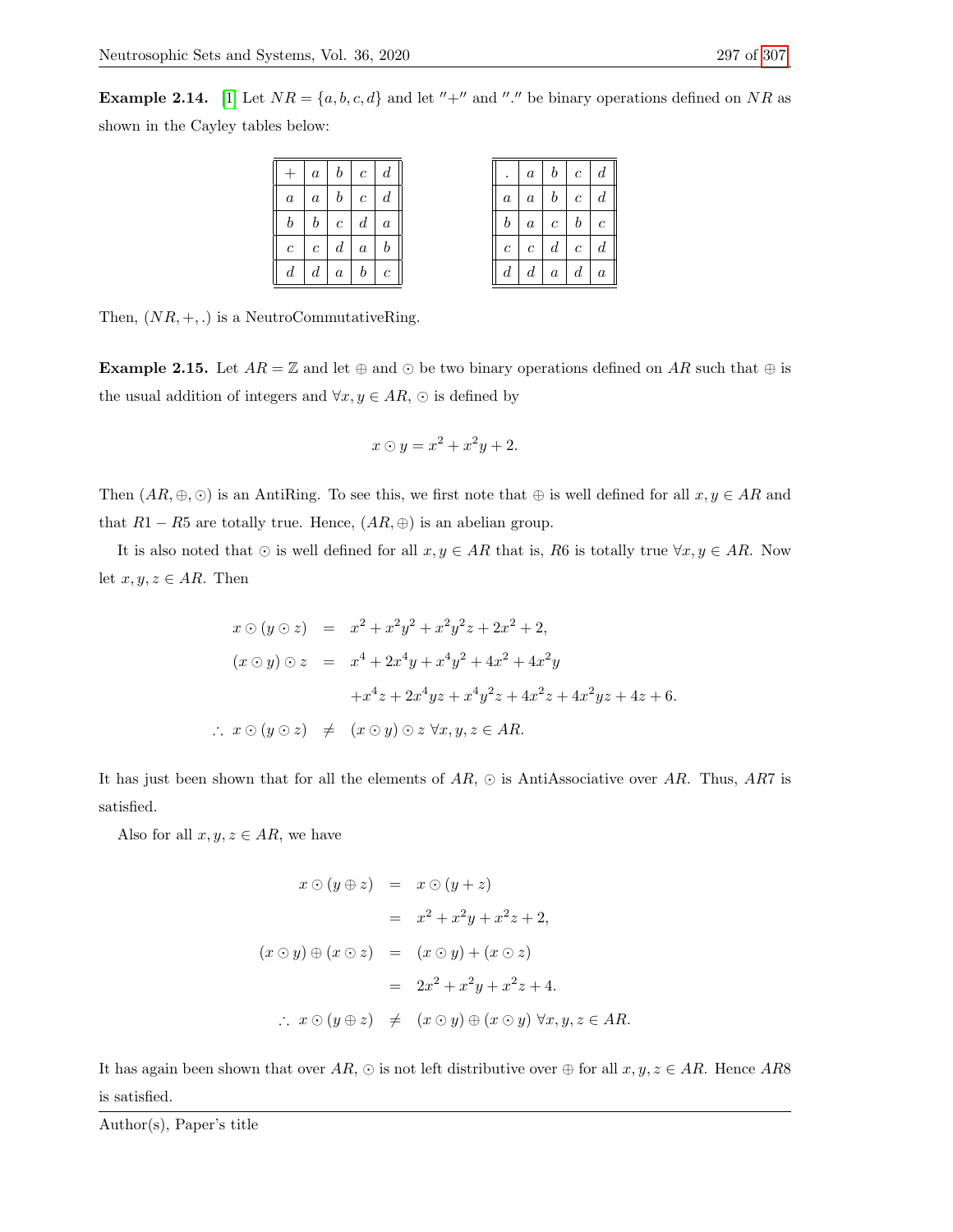**Example 2.14.** [1] Let $NR = \{a, b, c, d\}$ and let $''+''$ and $''.''$ be binary operations defined on $NR$ as shown in the Cayley tables below:

| $+$ | $a$ | $b$ | $c$ | $d$ |
|---|---|---|---|---|
| $a$ | $a$ | $b$ | $c$ | $d$ |
| $b$ | $b$ | $c$ | $d$ | $a$ |
| $c$ | $c$ | $d$ | $a$ | $b$ |
| $d$ | $d$ | $a$ | $b$ | $c$ |

| $.$ | $a$ | $b$ | $c$ | $d$ |
|---|---|---|---|---|
| $a$ | $a$ | $b$ | $c$ | $d$ |
| $b$ | $a$ | $c$ | $b$ | $c$ |
| $c$ | $c$ | $d$ | $c$ | $d$ |
| $d$ | $d$ | $a$ | $d$ | $a$ |

Then, $(NR, +, .)$ is a NeutroCommutativeRing.

**Example 2.15.** Let $AR = \mathbb{Z}$ and let $\oplus$ and $\odot$ be two binary operations defined on $AR$ such that $\oplus$ is the usual addition of integers and $\forall x, y \in AR$, $\odot$ is defined by

$$x \odot y = x^2 + x^2 y + 2.$$

Then $(AR, \oplus, \odot)$ is an AntiRing. To see this, we first note that $\oplus$ is well defined for all $x, y \in AR$ and that $R1 - R5$ are totally true. Hence, $(AR, \oplus)$ is an abelian group.

It is also noted that $\odot$ is well defined for all $x, y \in AR$ that is, $R6$ is totally true $\forall x, y \in AR$. Now let $x, y, z \in AR$. Then

$$\begin{aligned}
x \odot (y \odot z) &= x^2 + x^2 y^2 + x^2 y^2 z + 2x^2 + 2, \\
(x \odot y) \odot z &= x^4 + 2x^4 y + x^4 y^2 + 4x^2 + 4x^2 y \\
&\quad + x^4 z + 2x^4 yz + x^4 y^2 z + 4x^2 z + 4x^2 yz + 4z + 6. \\
\therefore\ x \odot (y \odot z) &\neq (x \odot y) \odot z \ \forall x, y, z \in AR.
\end{aligned}$$

It has just been shown that for all the elements of $AR$, $\odot$ is AntiAssociative over $AR$. Thus, $AR7$ is satisfied.

Also for all $x, y, z \in AR$, we have

$$\begin{aligned}
x \odot (y \oplus z) &= x \odot (y + z) \\
&= x^2 + x^2 y + x^2 z + 2, \\
(x \odot y) \oplus (x \odot z) &= (x \odot y) + (x \odot z) \\
&= 2x^2 + x^2 y + x^2 z + 4. \\
\therefore\ x \odot (y \oplus z) &\neq (x \odot y) \oplus (x \odot y) \ \forall x, y, z \in AR.
\end{aligned}$$

It has again been shown that over $AR$, $\odot$ is not left distributive over $\oplus$ for all $x, y, z \in AR$. Hence $AR8$ is satisfied.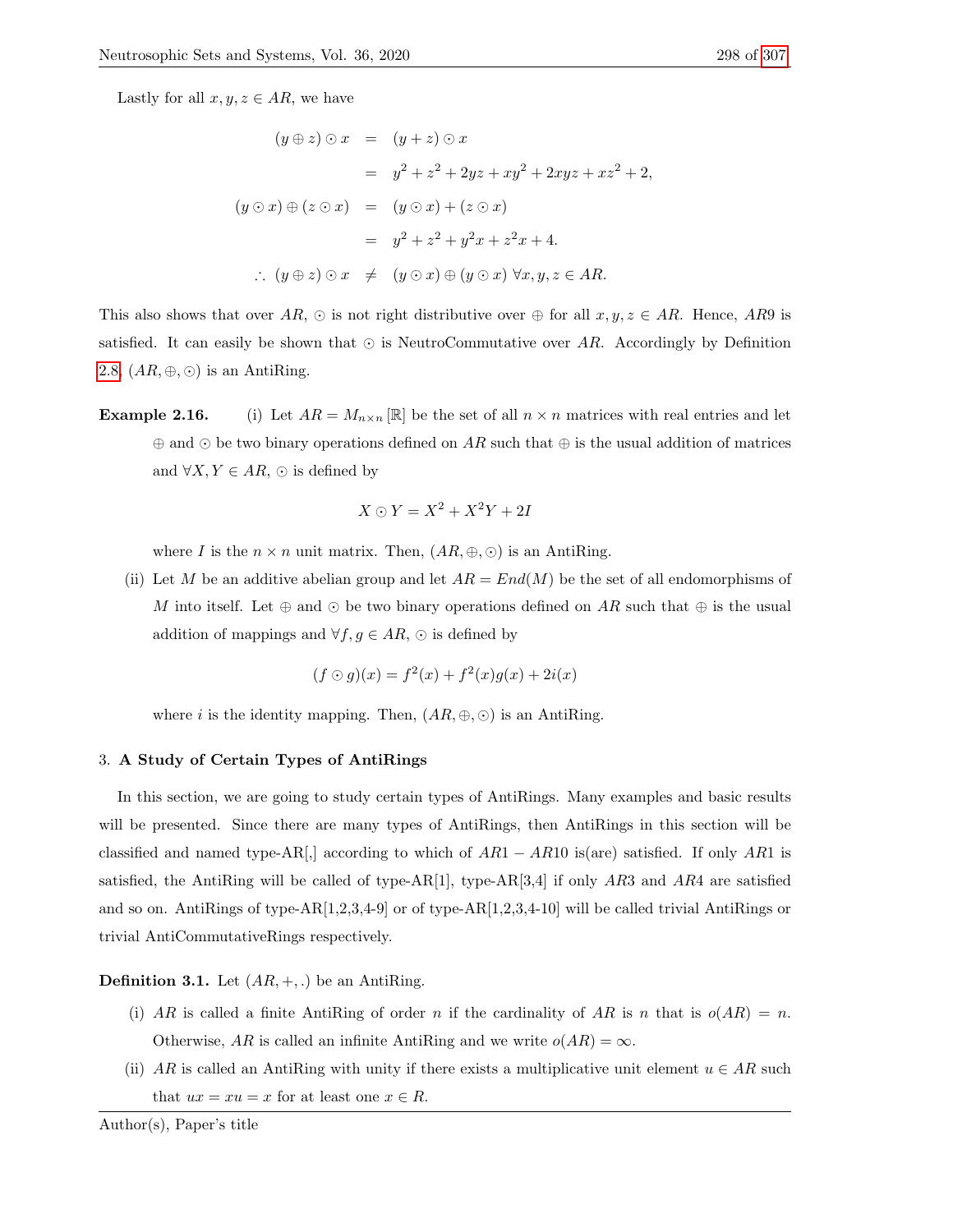Lastly for all $x, y, z \in AR$, we have

$$
\begin{aligned}
(y \oplus z) \odot x &= (y + z) \odot x \\
&= y^2 + z^2 + 2yz + xy^2 + 2xyz + xz^2 + 2, \\
(y \odot x) \oplus (z \odot x) &= (y \odot x) + (z \odot x) \\
&= y^2 + z^2 + y^2x + z^2x + 4. \\
\therefore\ (y \oplus z) \odot x &\neq (y \odot x) \oplus (y \odot x)\ \forall x, y, z \in AR.
\end{aligned}
$$

This also shows that over $AR$, $\odot$ is not right distributive over $\oplus$ for all $x, y, z \in AR$. Hence, $AR9$ is satisfied. It can easily be shown that $\odot$ is NeutroCommutative over $AR$. Accordingly by Definition 2.8, $(AR, \oplus, \odot)$ is an AntiRing.

**Example 2.16.** (i) Let $AR = M_{n\times n}[\mathbb{R}]$ be the set of all $n \times n$ matrices with real entries and let $\oplus$ and $\odot$ be two binary operations defined on $AR$ such that $\oplus$ is the usual addition of matrices and $\forall X, Y \in AR$, $\odot$ is defined by

$$X \odot Y = X^2 + X^2Y + 2I$$

where $I$ is the $n \times n$ unit matrix. Then, $(AR, \oplus, \odot)$ is an AntiRing.

(ii) Let $M$ be an additive abelian group and let $AR = End(M)$ be the set of all endomorphisms of $M$ into itself. Let $\oplus$ and $\odot$ be two binary operations defined on $AR$ such that $\oplus$ is the usual addition of mappings and $\forall f, g \in AR$, $\odot$ is defined by

$$(f \odot g)(x) = f^2(x) + f^2(x)g(x) + 2i(x)$$

where $i$ is the identity mapping. Then, $(AR, \oplus, \odot)$ is an AntiRing.

## 3. A Study of Certain Types of AntiRings

In this section, we are going to study certain types of AntiRings. Many examples and basic results will be presented. Since there are many types of AntiRings, then AntiRings in this section will be classified and named type-AR[,] according to which of $AR1 - AR10$ is(are) satisfied. If only $AR1$ is satisfied, the AntiRing will be called of type-AR[1], type-AR[3,4] if only $AR3$ and $AR4$ are satisfied and so on. AntiRings of type-AR[1,2,3,4-9] or of type-AR[1,2,3,4-10] will be called trivial AntiRings or trivial AntiCommutativeRings respectively.

**Definition 3.1.** Let $(AR, +, .)$ be an AntiRing.

(i) $AR$ is called a finite AntiRing of order $n$ if the cardinality of $AR$ is $n$ that is $o(AR) = n$. Otherwise, $AR$ is called an infinite AntiRing and we write $o(AR) = \infty$.

(ii) $AR$ is called an AntiRing with unity if there exists a multiplicative unit element $u \in AR$ such that $ux = xu = x$ for at least one $x \in R$.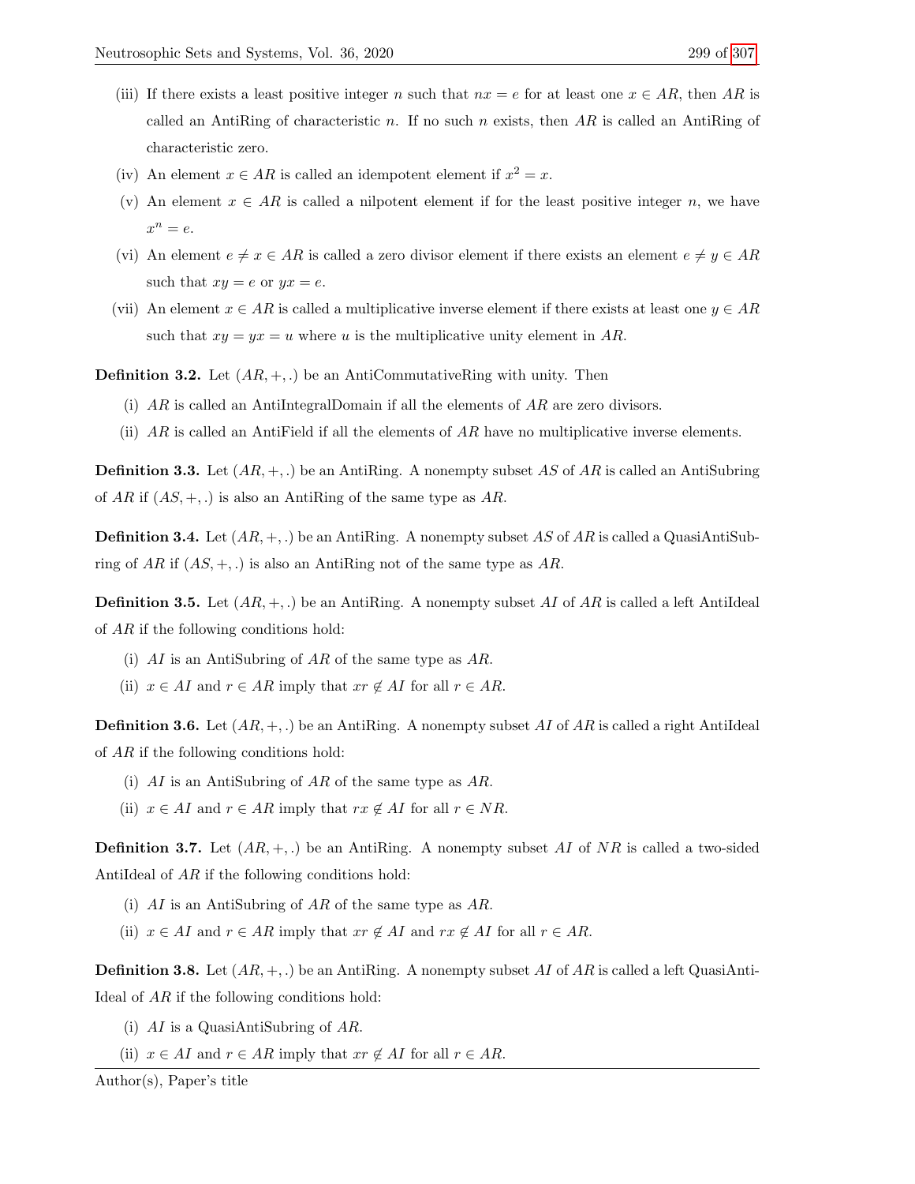(iii) If there exists a least positive integer $n$ such that $nx = e$ for at least one $x \in AR$, then $AR$ is called an AntiRing of characteristic $n$. If no such $n$ exists, then $AR$ is called an AntiRing of characteristic zero.

(iv) An element $x \in AR$ is called an idempotent element if $x^2 = x$.

(v) An element $x \in AR$ is called a nilpotent element if for the least positive integer $n$, we have $x^n = e$.

(vi) An element $e \neq x \in AR$ is called a zero divisor element if there exists an element $e \neq y \in AR$ such that $xy = e$ or $yx = e$.

(vii) An element $x \in AR$ is called a multiplicative inverse element if there exists at least one $y \in AR$ such that $xy = yx = u$ where $u$ is the multiplicative unity element in $AR$.

**Definition 3.2.** Let $(AR, +, .)$ be an AntiCommutativeRing with unity. Then

(i) $AR$ is called an AntiIntegralDomain if all the elements of $AR$ are zero divisors.

(ii) $AR$ is called an AntiField if all the elements of $AR$ have no multiplicative inverse elements.

**Definition 3.3.** Let $(AR, +, .)$ be an AntiRing. A nonempty subset $AS$ of $AR$ is called an AntiSubring of $AR$ if $(AS, +, .)$ is also an AntiRing of the same type as $AR$.

**Definition 3.4.** Let $(AR, +, .)$ be an AntiRing. A nonempty subset $AS$ of $AR$ is called a QuasiAntiSubring of $AR$ if $(AS, +, .)$ is also an AntiRing not of the same type as $AR$.

**Definition 3.5.** Let $(AR, +, .)$ be an AntiRing. A nonempty subset $AI$ of $AR$ is called a left AntiIdeal of $AR$ if the following conditions hold:

(i) $AI$ is an AntiSubring of $AR$ of the same type as $AR$.

(ii) $x \in AI$ and $r \in AR$ imply that $xr \notin AI$ for all $r \in AR$.

**Definition 3.6.** Let $(AR, +, .)$ be an AntiRing. A nonempty subset $AI$ of $AR$ is called a right AntiIdeal of $AR$ if the following conditions hold:

(i) $AI$ is an AntiSubring of $AR$ of the same type as $AR$.

(ii) $x \in AI$ and $r \in AR$ imply that $rx \notin AI$ for all $r \in NR$.

**Definition 3.7.** Let $(AR, +, .)$ be an AntiRing. A nonempty subset $AI$ of $NR$ is called a two-sided AntiIdeal of $AR$ if the following conditions hold:

(i) $AI$ is an AntiSubring of $AR$ of the same type as $AR$.

(ii) $x \in AI$ and $r \in AR$ imply that $xr \notin AI$ and $rx \notin AI$ for all $r \in AR$.

**Definition 3.8.** Let $(AR, +, .)$ be an AntiRing. A nonempty subset $AI$ of $AR$ is called a left QuasiAntiIdeal of $AR$ if the following conditions hold:

(i) $AI$ is a QuasiAntiSubring of $AR$.

(ii) $x \in AI$ and $r \in AR$ imply that $xr \notin AI$ for all $r \in AR$.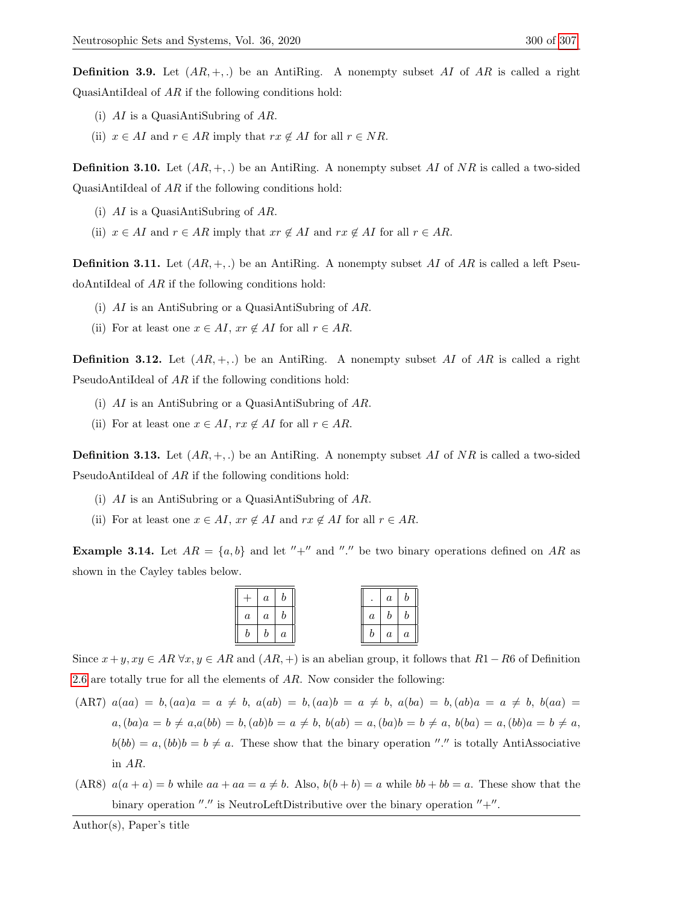**Definition 3.9.** Let $(AR, +, .)$ be an AntiRing. A nonempty subset $AI$ of $AR$ is called a right QuasiAntiIdeal of $AR$ if the following conditions hold:

(i) $AI$ is a QuasiAntiSubring of $AR$.

(ii) $x \in AI$ and $r \in AR$ imply that $rx \notin AI$ for all $r \in NR$.

**Definition 3.10.** Let $(AR, +, .)$ be an AntiRing. A nonempty subset $AI$ of $NR$ is called a two-sided QuasiAntiIdeal of $AR$ if the following conditions hold:

(i) $AI$ is a QuasiAntiSubring of $AR$.

(ii) $x \in AI$ and $r \in AR$ imply that $xr \notin AI$ and $rx \notin AI$ for all $r \in AR$.

**Definition 3.11.** Let $(AR, +, .)$ be an AntiRing. A nonempty subset $AI$ of $AR$ is called a left PseudoAntiIdeal of $AR$ if the following conditions hold:

(i) $AI$ is an AntiSubring or a QuasiAntiSubring of $AR$.

(ii) For at least one $x \in AI$, $xr \notin AI$ for all $r \in AR$.

**Definition 3.12.** Let $(AR, +, .)$ be an AntiRing. A nonempty subset $AI$ of $AR$ is called a right PseudoAntiIdeal of $AR$ if the following conditions hold:

(i) $AI$ is an AntiSubring or a QuasiAntiSubring of $AR$.

(ii) For at least one $x \in AI$, $rx \notin AI$ for all $r \in AR$.

**Definition 3.13.** Let $(AR, +, .)$ be an AntiRing. A nonempty subset $AI$ of $NR$ is called a two-sided PseudoAntiIdeal of $AR$ if the following conditions hold:

(i) $AI$ is an AntiSubring or a QuasiAntiSubring of $AR$.

(ii) For at least one $x \in AI$, $xr \notin AI$ and $rx \notin AI$ for all $r \in AR$.

**Example 3.14.** Let $AR = \{a, b\}$ and let $''+''$ and $''.''$ be two binary operations defined on $AR$ as shown in the Cayley tables below.

| $+$ | $a$ | $b$ |
|---|---|---|
| $a$ | $a$ | $b$ |
| $b$ | $b$ | $a$ |

| $.$ | $a$ | $b$ |
|---|---|---|
| $a$ | $b$ | $b$ |
| $b$ | $a$ | $a$ |

Since $x + y, xy \in AR \ \forall x, y \in AR$ and $(AR, +)$ is an abelian group, it follows that $R1 - R6$ of Definition 2.6 are totally true for all the elements of $AR$. Now consider the following:

(AR7) $a(aa) = b, (aa)a = a \neq b$, $a(ab) = b, (aa)b = a \neq b$, $a(ba) = b, (ab)a = a \neq b$, $b(aa) = a, (ba)a = b \neq a$, $a(bb) = b, (ab)b = a \neq b$, $b(ab) = a, (ba)b = b \neq a$, $b(ba) = a, (bb)a = b \neq a$, $b(bb) = a, (bb)b = b \neq a$. These show that the binary operation $''.''$ is totally AntiAssociative in $AR$.

(AR8) $a(a + a) = b$ while $aa + aa = a \neq b$. Also, $b(b + b) = a$ while $bb + bb = a$. These show that the binary operation $''.''$ is NeutroLeftDistributive over the binary operation $''+''$.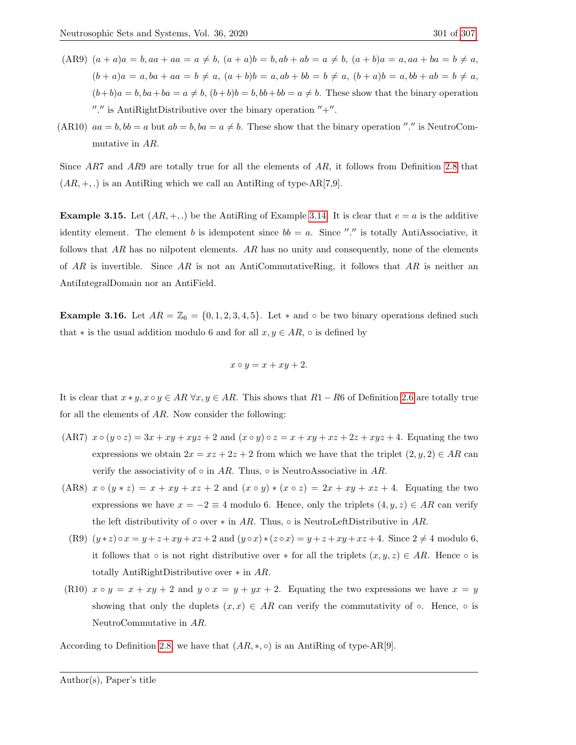(AR9) $(a+a)a = b, aa + aa = a \neq b$, $(a+a)b = b, ab + ab = a \neq b$, $(a+b)a = a, aa + ba = b \neq a$, $(b+a)a = a, ba + aa = b \neq a$, $(a+b)b = a, ab + bb = b \neq a$, $(b+a)b = a, bb + ab = b \neq a$, $(b+b)a = b, ba + ba = a \neq b$, $(b+b)b = b, bb + bb = a \neq b$. These show that the binary operation ″.″ is AntiRightDistributive over the binary operation ″+″.

(AR10) $aa = b, bb = a$ but $ab = b, ba = a \neq b$. These show that the binary operation ″.″ is NeutroCommutative in $AR$.

Since $AR7$ and $AR9$ are totally true for all the elements of $AR$, it follows from Definition 2.8 that $(AR, +, .)$ is an AntiRing which we call an AntiRing of type-AR[7,9].

**Example 3.15.** Let $(AR, +, .)$ be the AntiRing of Example 3.14. It is clear that $e = a$ is the additive identity element. The element $b$ is idempotent since $bb = a$. Since ″.″ is totally AntiAssociative, it follows that $AR$ has no nilpotent elements. $AR$ has no unity and consequently, none of the elements of $AR$ is invertible. Since $AR$ is not an AntiCommutativeRing, it follows that $AR$ is neither an AntiIntegralDomain nor an AntiField.

**Example 3.16.** Let $AR = \mathbb{Z}_6 = \{0, 1, 2, 3, 4, 5\}$. Let $*$ and $\circ$ be two binary operations defined such that $*$ is the usual addition modulo 6 and for all $x, y \in AR$, $\circ$ is defined by

$$x \circ y = x + xy + 2.$$

It is clear that $x * y, x \circ y \in AR \ \forall x, y \in AR$. This shows that $R1 - R6$ of Definition 2.6 are totally true for all the elements of $AR$. Now consider the following:

(AR7) $x \circ (y \circ z) = 3x + xy + xyz + 2$ and $(x \circ y) \circ z = x + xy + xz + 2z + xyz + 4$. Equating the two expressions we obtain $2x = xz + 2z + 2$ from which we have that the triplet $(2, y, 2) \in AR$ can verify the associativity of $\circ$ in $AR$. Thus, $\circ$ is NeutroAssociative in $AR$.

(AR8) $x \circ (y * z) = x + xy + xz + 2$ and $(x \circ y) * (x \circ z) = 2x + xy + xz + 4$. Equating the two expressions we have $x = -2 \equiv 4$ modulo 6. Hence, only the triplets $(4, y, z) \in AR$ can verify the left distributivity of $\circ$ over $*$ in $AR$. Thus, $\circ$ is NeutroLeftDistributive in $AR$.

(R9) $(y * z) \circ x = y + z + xy + xz + 2$ and $(y \circ x) * (z \circ x) = y + z + xy + xz + 4$. Since $2 \neq 4$ modulo 6, it follows that $\circ$ is not right distributive over $*$ for all the triplets $(x, y, z) \in AR$. Hence $\circ$ is totally AntiRightDistributive over $*$ in $AR$.

(R10) $x \circ y = x + xy + 2$ and $y \circ x = y + yx + 2$. Equating the two expressions we have $x = y$ showing that only the duplets $(x, x) \in AR$ can verify the commutativity of $\circ$. Hence, $\circ$ is NeutroCommutative in $AR$.

According to Definition 2.8, we have that $(AR, *, \circ)$ is an AntiRing of type-AR[9].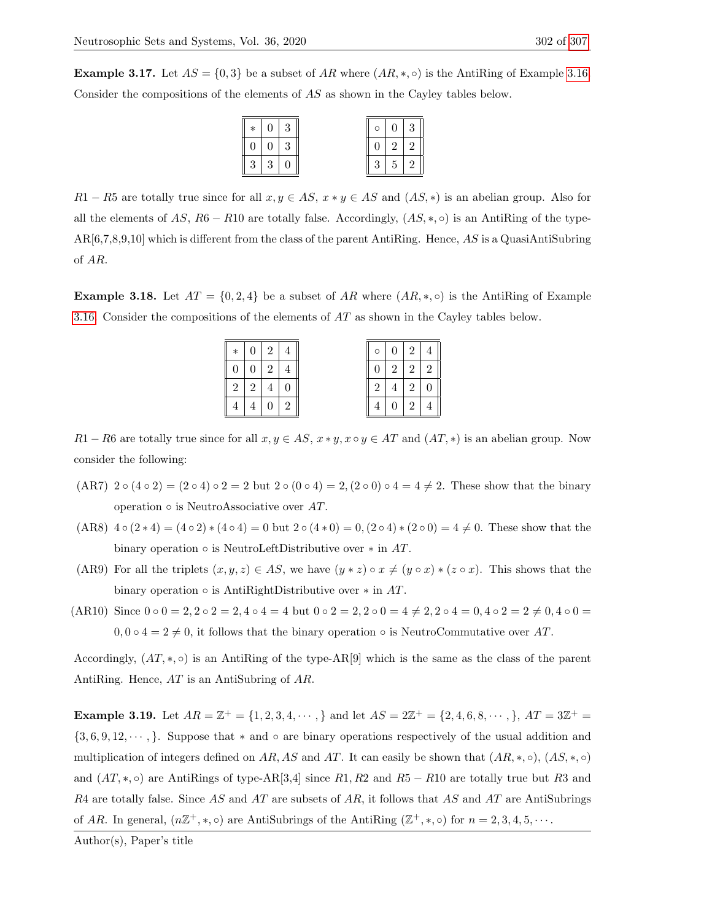**Example 3.17.** Let $AS = \{0, 3\}$ be a subset of $AR$ where $(AR, *, \circ)$ is the AntiRing of Example 3.16. Consider the compositions of the elements of $AS$ as shown in the Cayley tables below.

| $*$ | 0 | 3 |
|---|---|---|
| 0 | 0 | 3 |
| 3 | 3 | 0 |

| $\circ$ | 0 | 3 |
|---|---|---|
| 0 | 2 | 2 |
| 3 | 5 | 2 |

$R1 - R5$ are totally true since for all $x, y \in AS$, $x * y \in AS$ and $(AS, *)$ is an abelian group. Also for all the elements of $AS$, $R6 - R10$ are totally false. Accordingly, $(AS, *, \circ)$ is an AntiRing of the type-AR[6,7,8,9,10] which is different from the class of the parent AntiRing. Hence, $AS$ is a QuasiAntiSubring of $AR$.

**Example 3.18.** Let $AT = \{0, 2, 4\}$ be a subset of $AR$ where $(AR, *, \circ)$ is the AntiRing of Example 3.16. Consider the compositions of the elements of $AT$ as shown in the Cayley tables below.

| $*$ | 0 | 2 | 4 |
|---|---|---|---|
| 0 | 0 | 2 | 4 |
| 2 | 2 | 4 | 0 |
| 4 | 4 | 0 | 2 |

| $\circ$ | 0 | 2 | 4 |
|---|---|---|---|
| 0 | 2 | 2 | 2 |
| 2 | 4 | 2 | 0 |
| 4 | 0 | 2 | 4 |

$R1 - R6$ are totally true since for all $x, y \in AS$, $x * y, x \circ y \in AT$ and $(AT, *)$ is an abelian group. Now consider the following:

- (AR7) $2 \circ (4 \circ 2) = (2 \circ 4) \circ 2 = 2$ but $2 \circ (0 \circ 4) = 2, (2 \circ 0) \circ 4 = 4 \neq 2$. These show that the binary operation $\circ$ is NeutroAssociative over $AT$.
- (AR8) $4 \circ (2 * 4) = (4 \circ 2) * (4 \circ 4) = 0$ but $2 \circ (4 * 0) = 0, (2 \circ 4) * (2 \circ 0) = 4 \neq 0$. These show that the binary operation $\circ$ is NeutroLeftDistributive over $*$ in $AT$.
- (AR9) For all the triplets $(x, y, z) \in AS$, we have $(y * z) \circ x \neq (y \circ x) * (z \circ x)$. This shows that the binary operation $\circ$ is AntiRightDistributive over $*$ in $AT$.
- (AR10) Since $0 \circ 0 = 2, 2 \circ 2 = 2, 4 \circ 4 = 4$ but $0 \circ 2 = 2, 2 \circ 0 = 4 \neq 2, 2 \circ 4 = 0, 4 \circ 2 = 2 \neq 0, 4 \circ 0 = 0, 0 \circ 4 = 2 \neq 0$, it follows that the binary operation $\circ$ is NeutroCommutative over $AT$.

Accordingly, $(AT, *, \circ)$ is an AntiRing of the type-AR[9] which is the same as the class of the parent AntiRing. Hence, $AT$ is an AntiSubring of $AR$.

**Example 3.19.** Let $AR = \mathbb{Z}^+ = \{1, 2, 3, 4, \cdots, \}$ and let $AS = 2\mathbb{Z}^+ = \{2, 4, 6, 8, \cdots, \}$, $AT = 3\mathbb{Z}^+ = \{3, 6, 9, 12, \cdots, \}$. Suppose that $*$ and $\circ$ are binary operations respectively of the usual addition and multiplication of integers defined on $AR, AS$ and $AT$. It can easily be shown that $(AR, *, \circ)$, $(AS, *, \circ)$ and $(AT, *, \circ)$ are AntiRings of type-AR[3,4] since $R1, R2$ and $R5 - R10$ are totally true but $R3$ and $R4$ are totally false. Since $AS$ and $AT$ are subsets of $AR$, it follows that $AS$ and $AT$ are AntiSubrings of $AR$. In general, $(n\mathbb{Z}^+, *, \circ)$ are AntiSubrings of the AntiRing $(\mathbb{Z}^+, *, \circ)$ for $n = 2, 3, 4, 5, \cdots$.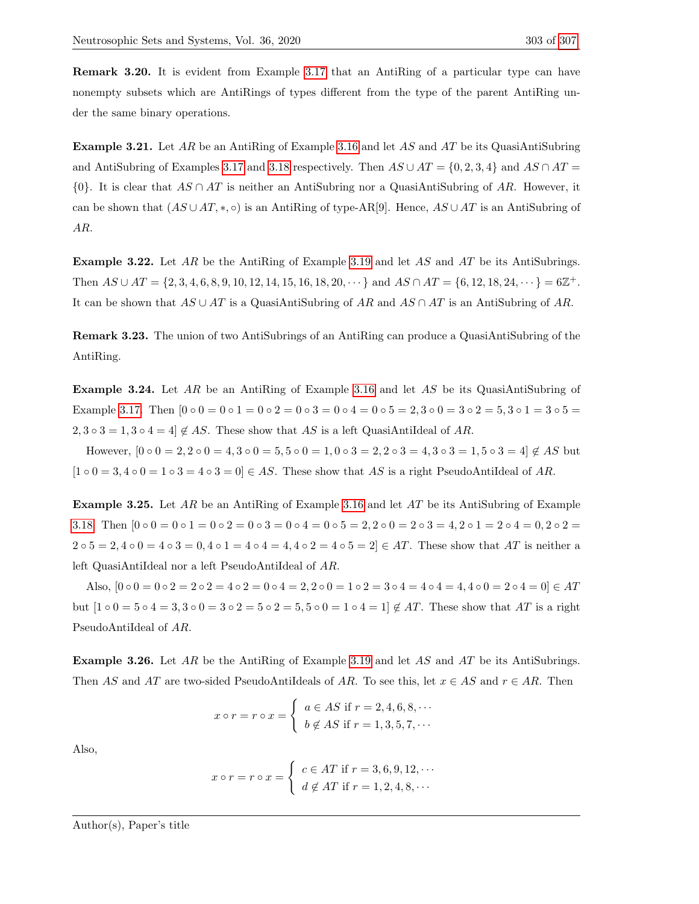**Remark 3.20.** It is evident from Example 3.17 that an AntiRing of a particular type can have nonempty subsets which are AntiRings of types different from the type of the parent AntiRing under the same binary operations.

**Example 3.21.** Let $AR$ be an AntiRing of Example 3.16 and let $AS$ and $AT$ be its QuasiAntiSubring and AntiSubring of Examples 3.17 and 3.18 respectively. Then $AS \cup AT = \{0, 2, 3, 4\}$ and $AS \cap AT = \{0\}$. It is clear that $AS \cap AT$ is neither an AntiSubring nor a QuasiAntiSubring of $AR$. However, it can be shown that $(AS \cup AT, *, \circ)$ is an AntiRing of type-AR[9]. Hence, $AS \cup AT$ is an AntiSubring of $AR$.

**Example 3.22.** Let $AR$ be the AntiRing of Example 3.19 and let $AS$ and $AT$ be its AntiSubrings. Then $AS \cup AT = \{2, 3, 4, 6, 8, 9, 10, 12, 14, 15, 16, 18, 20, \cdots\}$ and $AS \cap AT = \{6, 12, 18, 24, \cdots\} = 6\mathbb{Z}^+$. It can be shown that $AS \cup AT$ is a QuasiAntiSubring of $AR$ and $AS \cap AT$ is an AntiSubring of $AR$.

**Remark 3.23.** The union of two AntiSubrings of an AntiRing can produce a QuasiAntiSubring of the AntiRing.

**Example 3.24.** Let $AR$ be an AntiRing of Example 3.16 and let $AS$ be its QuasiAntiSubring of Example 3.17. Then $[0 \circ 0 = 0 \circ 1 = 0 \circ 2 = 0 \circ 3 = 0 \circ 4 = 0 \circ 5 = 2, 3 \circ 0 = 3 \circ 2 = 5, 3 \circ 1 = 3 \circ 5 = 2, 3 \circ 3 = 1, 3 \circ 4 = 4] \notin AS$. These show that $AS$ is a left QuasiAntiIdeal of $AR$.

However, $[0 \circ 0 = 2, 2 \circ 0 = 4, 3 \circ 0 = 5, 5 \circ 0 = 1, 0 \circ 3 = 2, 2 \circ 3 = 4, 3 \circ 3 = 1, 5 \circ 3 = 4] \notin AS$ but $[1 \circ 0 = 3, 4 \circ 0 = 1 \circ 3 = 4 \circ 3 = 0] \in AS$. These show that $AS$ is a right PseudoAntiIdeal of $AR$.

**Example 3.25.** Let $AR$ be an AntiRing of Example 3.16 and let $AT$ be its AntiSubring of Example 3.18. Then $[0 \circ 0 = 0 \circ 1 = 0 \circ 2 = 0 \circ 3 = 0 \circ 4 = 0 \circ 5 = 2, 2 \circ 0 = 2 \circ 3 = 4, 2 \circ 1 = 2 \circ 4 = 0, 2 \circ 2 = 2 \circ 5 = 2, 4 \circ 0 = 4 \circ 3 = 0, 4 \circ 1 = 4 \circ 4 = 4, 4 \circ 2 = 4 \circ 5 = 2] \in AT$. These show that $AT$ is neither a left QuasiAntiIdeal nor a left PseudoAntiIdeal of $AR$.

Also, $[0 \circ 0 = 0 \circ 2 = 2 \circ 2 = 4 \circ 2 = 0 \circ 4 = 2, 2 \circ 0 = 1 \circ 2 = 3 \circ 4 = 4 \circ 4 = 4, 4 \circ 0 = 2 \circ 4 = 0] \in AT$ but $[1 \circ 0 = 5 \circ 4 = 3, 3 \circ 0 = 3 \circ 2 = 5 \circ 2 = 5, 5 \circ 0 = 1 \circ 4 = 1] \notin AT$. These show that $AT$ is a right PseudoAntiIdeal of $AR$.

**Example 3.26.** Let $AR$ be the AntiRing of Example 3.19 and let $AS$ and $AT$ be its AntiSubrings. Then $AS$ and $AT$ are two-sided PseudoAntiIdeals of $AR$. To see this, let $x \in AS$ and $r \in AR$. Then

$$x \circ r = r \circ x = \begin{cases} a \in AS \text{ if } r = 2, 4, 6, 8, \cdots \\ b \notin AS \text{ if } r = 1, 3, 5, 7, \cdots \end{cases}$$

Also,

$$x \circ r = r \circ x = \begin{cases} c \in AT \text{ if } r = 3, 6, 9, 12, \cdots \\ d \notin AT \text{ if } r = 1, 2, 4, 8, \cdots \end{cases}$$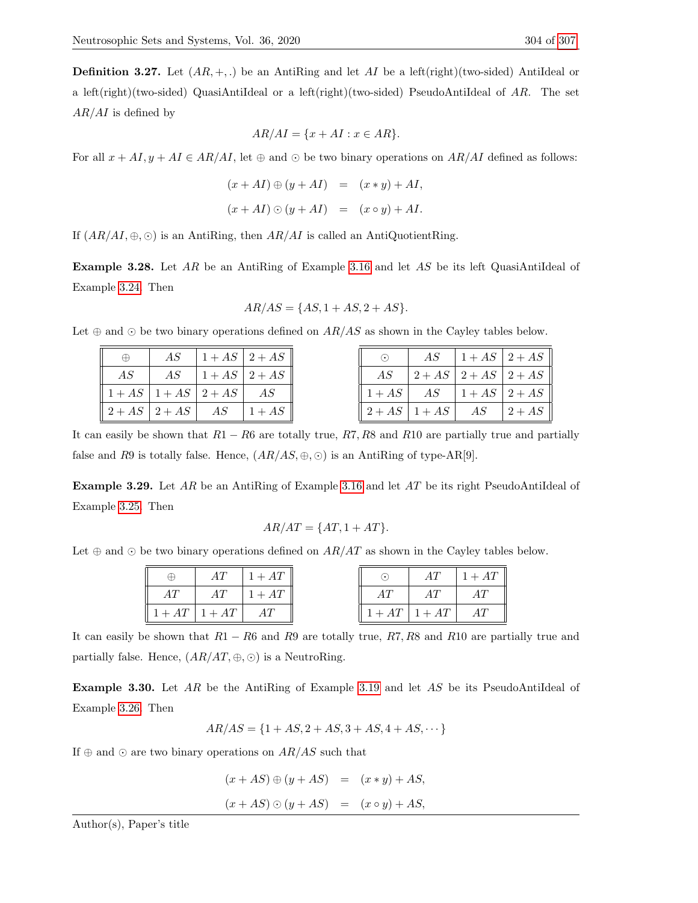**Definition 3.27.** Let $(AR, +, .)$ be an AntiRing and let $AI$ be a left(right)(two-sided) AntiIdeal or a left(right)(two-sided) QuasiAntiIdeal or a left(right)(two-sided) PseudoAntiIdeal of $AR$. The set $AR/AI$ is defined by

$$AR/AI = \{x + AI : x \in AR\}.$$

For all $x + AI, y + AI \in AR/AI$, let $\oplus$ and $\odot$ be two binary operations on $AR/AI$ defined as follows:

$$\begin{aligned}(x + AI) \oplus (y + AI) &= (x * y) + AI, \\ (x + AI) \odot (y + AI) &= (x \circ y) + AI.\end{aligned}$$

If $(AR/AI, \oplus, \odot)$ is an AntiRing, then $AR/AI$ is called an AntiQuotientRing.

**Example 3.28.** Let $AR$ be an AntiRing of Example 3.16 and let $AS$ be its left QuasiAntiIdeal of Example 3.24. Then

$$AR/AS = \{AS, 1 + AS, 2 + AS\}.$$

Let $\oplus$ and $\odot$ be two binary operations defined on $AR/AS$ as shown in the Cayley tables below.

| $\oplus$ | $AS$ | $1+AS$ | $2+AS$ |
|---|---|---|---|
| $AS$ | $AS$ | $1+AS$ | $2+AS$ |
| $1+AS$ | $1+AS$ | $2+AS$ | $AS$ |
| $2+AS$ | $2+AS$ | $AS$ | $1+AS$ |

| $\odot$ | $AS$ | $1+AS$ | $2+AS$ |
|---|---|---|---|
| $AS$ | $2+AS$ | $2+AS$ | $2+AS$ |
| $1+AS$ | $AS$ | $1+AS$ | $2+AS$ |
| $2+AS$ | $1+AS$ | $AS$ | $2+AS$ |

It can easily be shown that $R1 - R6$ are totally true, $R7, R8$ and $R10$ are partially true and partially false and $R9$ is totally false. Hence, $(AR/AS, \oplus, \odot)$ is an AntiRing of type-AR[9].

**Example 3.29.** Let $AR$ be an AntiRing of Example 3.16 and let $AT$ be its right PseudoAntiIdeal of Example 3.25. Then

$$AR/AT = \{AT, 1 + AT\}.$$

Let $\oplus$ and $\odot$ be two binary operations defined on $AR/AT$ as shown in the Cayley tables below.

| $\oplus$ | $AT$ | $1+AT$ |
|---|---|---|
| $AT$ | $AT$ | $1+AT$ |
| $1+AT$ | $1+AT$ | $AT$ |

| $\odot$ | $AT$ | $1+AT$ |
|---|---|---|
| $AT$ | $AT$ | $AT$ |
| $1+AT$ | $1+AT$ | $AT$ |

It can easily be shown that $R1 - R6$ and $R9$ are totally true, $R7, R8$ and $R10$ are partially true and partially false. Hence, $(AR/AT, \oplus, \odot)$ is a NeutroRing.

**Example 3.30.** Let $AR$ be the AntiRing of Example 3.19 and let $AS$ be its PseudoAntiIdeal of Example 3.26. Then

$$AR/AS = \{1 + AS, 2 + AS, 3 + AS, 4 + AS, \cdots\}$$

If $\oplus$ and $\odot$ are two binary operations on $AR/AS$ such that

$$\begin{aligned}(x + AS) \oplus (y + AS) &= (x * y) + AS, \\ (x + AS) \odot (y + AS) &= (x \circ y) + AS,\end{aligned}$$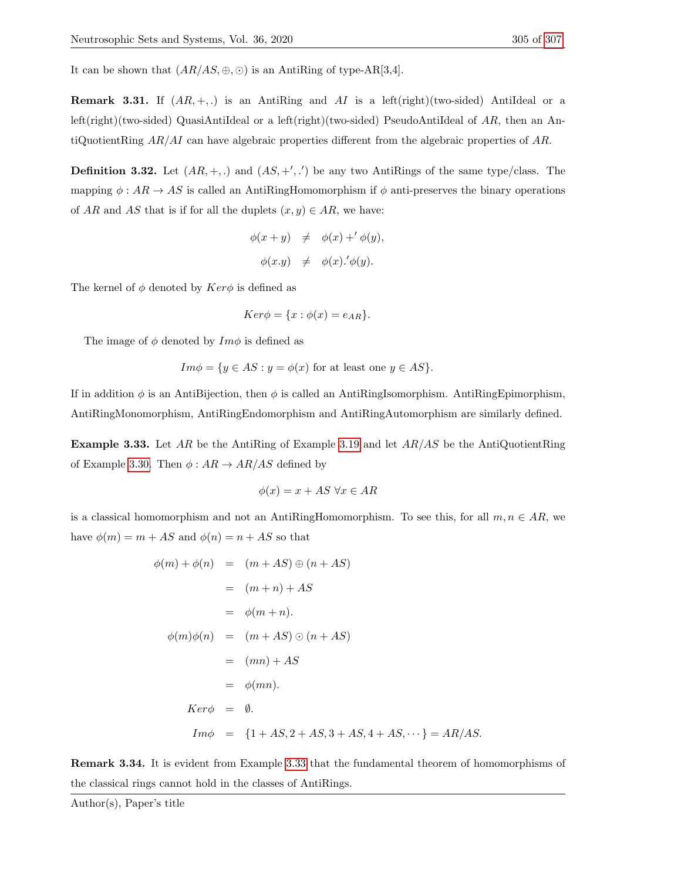It can be shown that $(AR/AS, \oplus, \odot)$ is an AntiRing of type-AR[3,4].

**Remark 3.31.** If $(AR, +, .)$ is an AntiRing and $AI$ is a left(right)(two-sided) AntiIdeal or a left(right)(two-sided) QuasiAntiIdeal or a left(right)(two-sided) PseudoAntiIdeal of $AR$, then an AntiQuotientRing $AR/AI$ can have algebraic properties different from the algebraic properties of $AR$.

**Definition 3.32.** Let $(AR, +, .)$ and $(AS, +', .')$ be any two AntiRings of the same type/class. The mapping $\phi : AR \to AS$ is called an AntiRingHomomorphism if $\phi$ anti-preserves the binary operations of $AR$ and $AS$ that is if for all the duplets $(x, y) \in AR$, we have:

$$
\begin{aligned}
\phi(x + y) &\neq \phi(x) +' \phi(y), \\
\phi(x.y) &\neq \phi(x).'\phi(y).
\end{aligned}
$$

The kernel of $\phi$ denoted by $Ker\phi$ is defined as

$$
Ker\phi = \{x : \phi(x) = e_{AR}\}.
$$

The image of $\phi$ denoted by $Im\phi$ is defined as

$$
Im\phi = \{y \in AS : y = \phi(x) \text{ for at least one } y \in AS\}.
$$

If in addition $\phi$ is an AntiBijection, then $\phi$ is called an AntiRingIsomorphism. AntiRingEpimorphism, AntiRingMonomorphism, AntiRingEndomorphism and AntiRingAutomorphism are similarly defined.

**Example 3.33.** Let $AR$ be the AntiRing of Example 3.19 and let $AR/AS$ be the AntiQuotientRing of Example 3.30. Then $\phi : AR \to AR/AS$ defined by

$$
\phi(x) = x + AS \ \forall x \in AR
$$

is a classical homomorphism and not an AntiRingHomomorphism. To see this, for all $m, n \in AR$, we have $\phi(m) = m + AS$ and $\phi(n) = n + AS$ so that

$$
\begin{aligned}
\phi(m) + \phi(n) &= (m + AS) \oplus (n + AS) \\
&= (m + n) + AS \\
&= \phi(m + n). \\
\phi(m)\phi(n) &= (m + AS) \odot (n + AS) \\
&= (mn) + AS \\
&= \phi(mn). \\
Ker\phi &= \emptyset. \\
Im\phi &= \{1 + AS, 2 + AS, 3 + AS, 4 + AS, \cdots\} = AR/AS.
\end{aligned}
$$

**Remark 3.34.** It is evident from Example 3.33 that the fundamental theorem of homomorphisms of the classical rings cannot hold in the classes of AntiRings.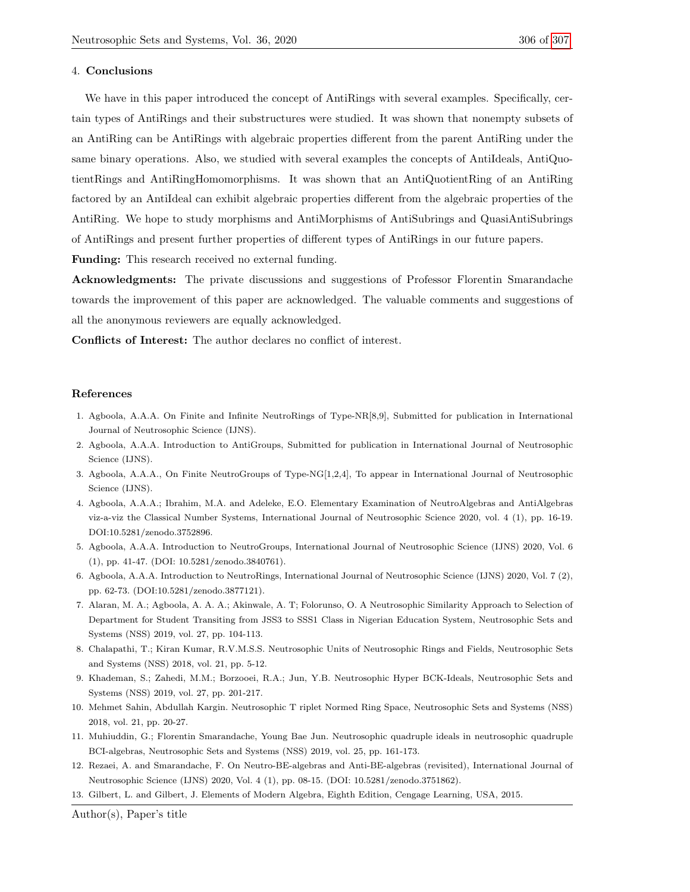## 4. Conclusions

We have in this paper introduced the concept of AntiRings with several examples. Specifically, certain types of AntiRings and their substructures were studied. It was shown that nonempty subsets of an AntiRing can be AntiRings with algebraic properties different from the parent AntiRing under the same binary operations. Also, we studied with several examples the concepts of AntiIdeals, AntiQuotientRings and AntiRingHomomorphisms. It was shown that an AntiQuotientRing of an AntiRing factored by an AntiIdeal can exhibit algebraic properties different from the algebraic properties of the AntiRing. We hope to study morphisms and AntiMorphisms of AntiSubrings and QuasiAntiSubrings of AntiRings and present further properties of different types of AntiRings in our future papers.

**Funding:** This research received no external funding.

**Acknowledgments:** The private discussions and suggestions of Professor Florentin Smarandache towards the improvement of this paper are acknowledged. The valuable comments and suggestions of all the anonymous reviewers are equally acknowledged.

**Conflicts of Interest:** The author declares no conflict of interest.

## References

1. Agboola, A.A.A. On Finite and Infinite NeutroRings of Type-NR[8,9], Submitted for publication in International Journal of Neutrosophic Science (IJNS).
2. Agboola, A.A.A. Introduction to AntiGroups, Submitted for publication in International Journal of Neutrosophic Science (IJNS).
3. Agboola, A.A.A., On Finite NeutroGroups of Type-NG[1,2,4], To appear in International Journal of Neutrosophic Science (IJNS).
4. Agboola, A.A.A.; Ibrahim, M.A. and Adeleke, E.O. Elementary Examination of NeutroAlgebras and AntiAlgebras viz-a-viz the Classical Number Systems, International Journal of Neutrosophic Science 2020, vol. 4 (1), pp. 16-19. DOI:10.5281/zenodo.3752896.
5. Agboola, A.A.A. Introduction to NeutroGroups, International Journal of Neutrosophic Science (IJNS) 2020, Vol. 6 (1), pp. 41-47. (DOI: 10.5281/zenodo.3840761).
6. Agboola, A.A.A. Introduction to NeutroRings, International Journal of Neutrosophic Science (IJNS) 2020, Vol. 7 (2), pp. 62-73. (DOI:10.5281/zenodo.3877121).
7. Alaran, M. A.; Agboola, A. A. A.; Akinwale, A. T; Folorunso, O. A Neutrosophic Similarity Approach to Selection of Department for Student Transiting from JSS3 to SSS1 Class in Nigerian Education System, Neutrosophic Sets and Systems (NSS) 2019, vol. 27, pp. 104-113.
8. Chalapathi, T.; Kiran Kumar, R.V.M.S.S. Neutrosophic Units of Neutrosophic Rings and Fields, Neutrosophic Sets and Systems (NSS) 2018, vol. 21, pp. 5-12.
9. Khademan, S.; Zahedi, M.M.; Borzooei, R.A.; Jun, Y.B. Neutrosophic Hyper BCK-Ideals, Neutrosophic Sets and Systems (NSS) 2019, vol. 27, pp. 201-217.
10. Mehmet Sahin, Abdullah Kargin. Neutrosophic T riplet Normed Ring Space, Neutrosophic Sets and Systems (NSS) 2018, vol. 21, pp. 20-27.
11. Muhiuddin, G.; Florentin Smarandache, Young Bae Jun. Neutrosophic quadruple ideals in neutrosophic quadruple BCI-algebras, Neutrosophic Sets and Systems (NSS) 2019, vol. 25, pp. 161-173.
12. Rezaei, A. and Smarandache, F. On Neutro-BE-algebras and Anti-BE-algebras (revisited), International Journal of Neutrosophic Science (IJNS) 2020, Vol. 4 (1), pp. 08-15. (DOI: 10.5281/zenodo.3751862).
13. Gilbert, L. and Gilbert, J. Elements of Modern Algebra, Eighth Edition, Cengage Learning, USA, 2015.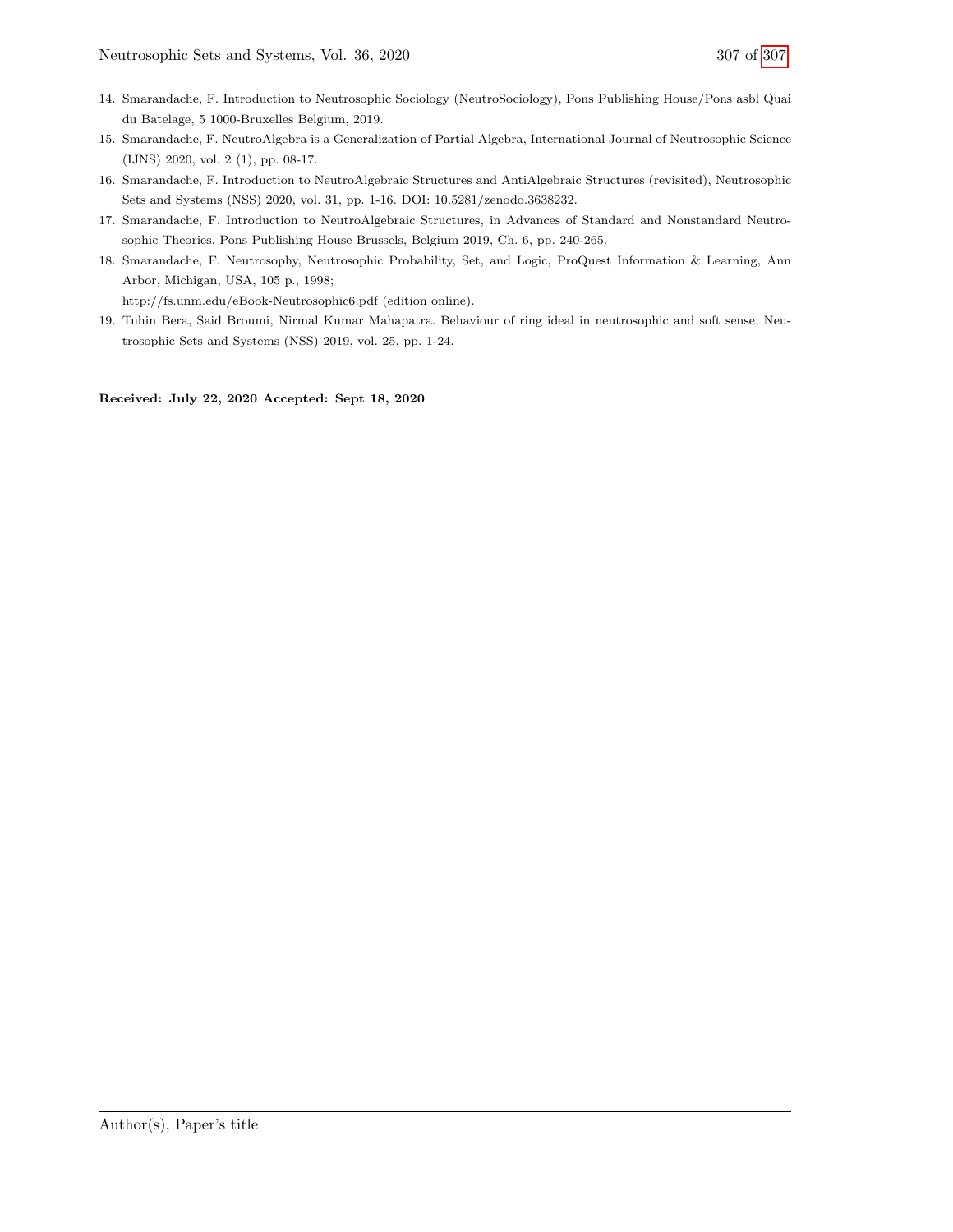14. Smarandache, F. Introduction to Neutrosophic Sociology (NeutroSociology), Pons Publishing House/Pons asbl Quai du Batelage, 5 1000-Bruxelles Belgium, 2019.
15. Smarandache, F. NeutroAlgebra is a Generalization of Partial Algebra, International Journal of Neutrosophic Science (IJNS) 2020, vol. 2 (1), pp. 08-17.
16. Smarandache, F. Introduction to NeutroAlgebraic Structures and AntiAlgebraic Structures (revisited), Neutrosophic Sets and Systems (NSS) 2020, vol. 31, pp. 1-16. DOI: 10.5281/zenodo.3638232.
17. Smarandache, F. Introduction to NeutroAlgebraic Structures, in Advances of Standard and Nonstandard Neutrosophic Theories, Pons Publishing House Brussels, Belgium 2019, Ch. 6, pp. 240-265.
18. Smarandache, F. Neutrosophy, Neutrosophic Probability, Set, and Logic, ProQuest Information & Learning, Ann Arbor, Michigan, USA, 105 p., 1998;
    http://fs.unm.edu/eBook-Neutrosophic6.pdf (edition online).
19. Tuhin Bera, Said Broumi, Nirmal Kumar Mahapatra. Behaviour of ring ideal in neutrosophic and soft sense, Neutrosophic Sets and Systems (NSS) 2019, vol. 25, pp. 1-24.

**Received: July 22, 2020 Accepted: Sept 18, 2020**